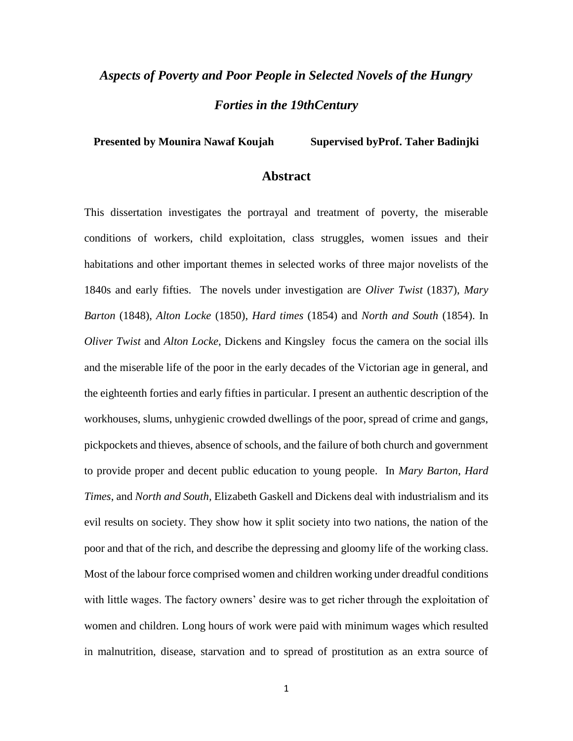# *Aspects of Poverty and Poor People in Selected Novels of the Hungry Forties in the 19thCentury*

**Presented by Mounira Nawaf Koujah** **Supervised byProf. Taher Badinjki**

## Abstract

This dissertation investigates the portrayal and treatment of poverty, the miserable conditions of workers, child exploitation, class struggles, women issues and their habitations and other important themes in selected works of three major novelists of the 1840s and early fifties. The novels under investigation are *Oliver Twist* (1837), *Mary Barton* (1848), *Alton Locke* (1850), *Hard times* (1854) and *North and South* (1854). In *Oliver Twist* and *Alton Locke*, Dickens and Kingsley focus the camera on the social ills and the miserable life of the poor in the early decades of the Victorian age in general, and the eighteenth forties and early fifties in particular. I present an authentic description of the workhouses, slums, unhygienic crowded dwellings of the poor, spread of crime and gangs, pickpockets and thieves, absence of schools, and the failure of both church and government to provide proper and decent public education to young people. In *Mary Barton*, *Hard Times*, and *North and South*, Elizabeth Gaskell and Dickens deal with industrialism and its evil results on society. They show how it split society into two nations, the nation of the poor and that of the rich, and describe the depressing and gloomy life of the working class. Most of the labour force comprised women and children working under dreadful conditions with little wages. The factory owners' desire was to get richer through the exploitation of women and children. Long hours of work were paid with minimum wages which resulted in malnutrition, disease, starvation and to spread of prostitution as an extra source of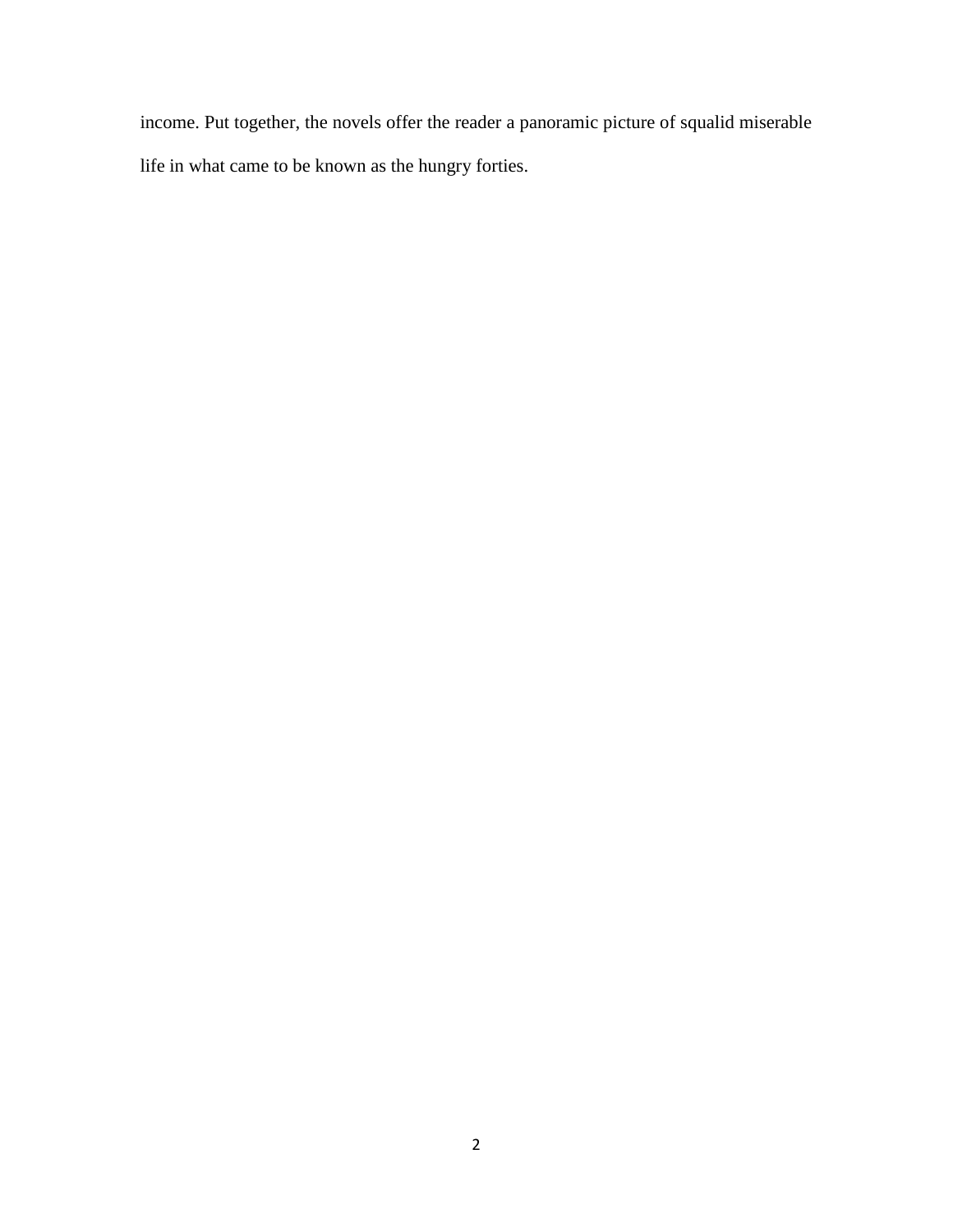income. Put together, the novels offer the reader a panoramic picture of squalid miserable life in what came to be known as the hungry forties.